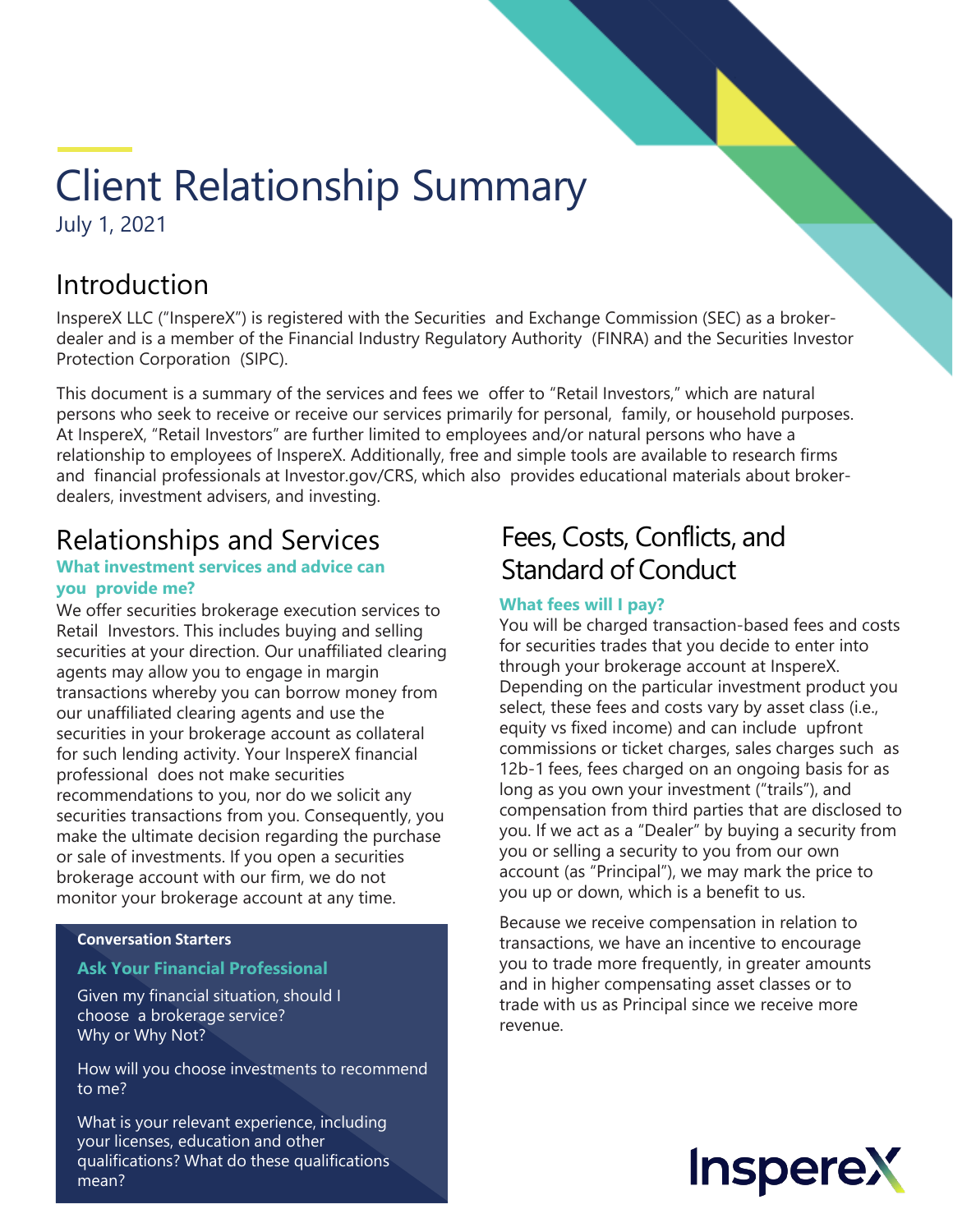# Client Relationship Summary

July 1, 2021

## Introduction

InspereX LLC ("InspereX") is registered with the Securities and Exchange Commission (SEC) as a broker-dealer and is a member of the Financial Industry Regulatory Authority (FINRA) and the Securities Investor Protection Corporation (SIPC).

This document is a summary of the services and fees we offer to "Retail Investors," which are natural persons who seek to receive or receive our services primarily for personal, family, or household purposes. At InspereX, "Retail Investors" are further limited to employees and/or natural persons who have a relationship to employees of InspereX. Additionally, free and simple tools are available to research firms and financial professionals at Investor.gov/CRS, which also provides educational materials about broker-dealers, investment advisers, and investing.

## Relationships and Services

**What investment services and advice can you provide me?**

We offer securities brokerage execution services to Retail Investors. This includes buying and selling securities at your direction. Our unaffiliated clearing agents may allow you to engage in margin transactions whereby you can borrow money from our unaffiliated clearing agents and use the securities in your brokerage account as collateral for such lending activity. Your InspereX financial professional does not make securities recommendations to you, nor do we solicit any securities transactions from you. Consequently, you make the ultimate decision regarding the purchase or sale of investments. If you open a securities brokerage account with our firm, we do not monitor your brokerage account at any time.

**Conversation Starters**

**Ask Your Financial Professional**

Given my financial situation, should I choose a brokerage service? Why or Why Not?

How will you choose investments to recommend to me?

What is your relevant experience, including your licenses, education and other qualifications? What do these qualifications mean?

## Fees, Costs, Conflicts, and Standard of Conduct

**What fees will I pay?**

You will be charged transaction-based fees and costs for securities trades that you decide to enter into through your brokerage account at InspereX. Depending on the particular investment product you select, these fees and costs vary by asset class (i.e., equity vs fixed income) and can include upfront commissions or ticket charges, sales charges such as 12b-1 fees, fees charged on an ongoing basis for as long as you own your investment ("trails"), and compensation from third parties that are disclosed to you. If we act as a "Dealer" by buying a security from you or selling a security to you from our own account (as "Principal"), we may mark the price to you up or down, which is a benefit to us.

Because we receive compensation in relation to transactions, we have an incentive to encourage you to trade more frequently, in greater amounts and in higher compensating asset classes or to trade with us as Principal since we receive more revenue.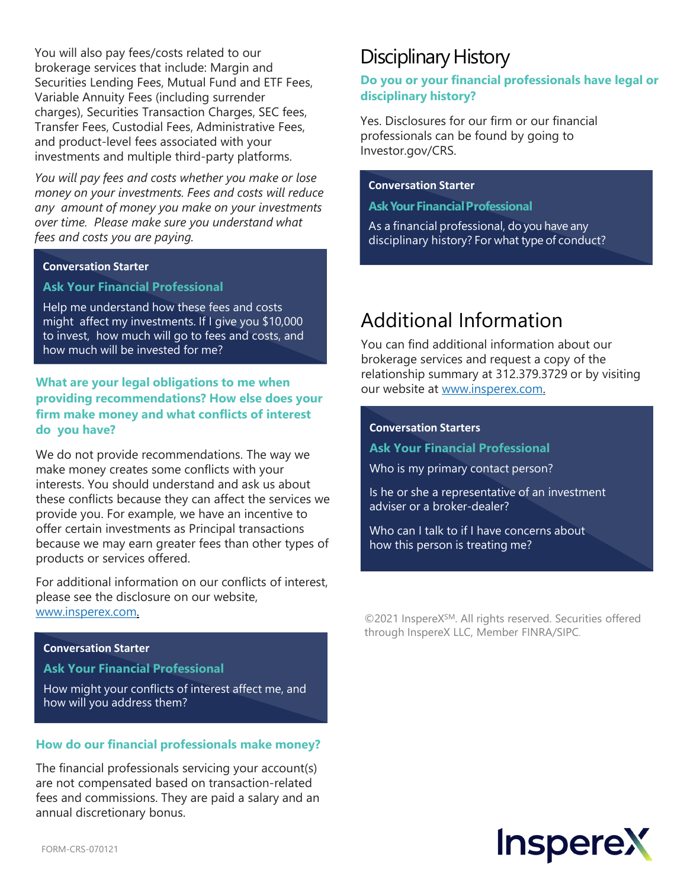You will also pay fees/costs related to our brokerage services that include: Margin and Securities Lending Fees, Mutual Fund and ETF Fees, Variable Annuity Fees (including surrender charges), Securities Transaction Charges, SEC fees, Transfer Fees, Custodial Fees, Administrative Fees, and product-level fees associated with your investments and multiple third-party platforms.

*You will pay fees and costs whether you make or lose money on your investments. Fees and costs will reduce any amount of money you make on your investments over time. Please make sure you understand what fees and costs you are paying.*

**Conversation Starter**

**Ask Your Financial Professional**

Help me understand how these fees and costs might affect my investments. If I give you $10,000 to invest, how much will go to fees and costs, and how much will be invested for me?

**What are your legal obligations to me when providing recommendations? How else does your firm make money and what conflicts of interest do you have?**

We do not provide recommendations. The way we make money creates some conflicts with your interests. You should understand and ask us about these conflicts because they can affect the services we provide you. For example, we have an incentive to offer certain investments as Principal transactions because we may earn greater fees than other types of products or services offered.

For additional information on our conflicts of interest, please see the disclosure on our website, [www.insperex.com](www.insperex.com).

**Conversation Starter**

**Ask Your Financial Professional**

How might your conflicts of interest affect me, and how will you address them?

**How do our financial professionals make money?**

The financial professionals servicing your account(s) are not compensated based on transaction-related fees and commissions. They are paid a salary and an annual discretionary bonus.

# Disciplinary History

**Do you or your financial professionals have legal or disciplinary history?**

Yes. Disclosures for our firm or our financial professionals can be found by going to Investor.gov/CRS.

**Conversation Starter**

**Ask Your Financial Professional**

As a financial professional, do you have any disciplinary history? For what type of conduct?

# Additional Information

You can find additional information about our brokerage services and request a copy of the relationship summary at 312.379.3729 or by visiting our website at [www.insperex.com](www.insperex.com).

**Conversation Starters**

**Ask Your Financial Professional**

Who is my primary contact person?

Is he or she a representative of an investment adviser or a broker-dealer?

Who can I talk to if I have concerns about how this person is treating me?

©2021 InspereX℠. All rights reserved. Securities offered through InspereX LLC, Member FINRA/SIPC.

FORM-CRS-070121

InspereX